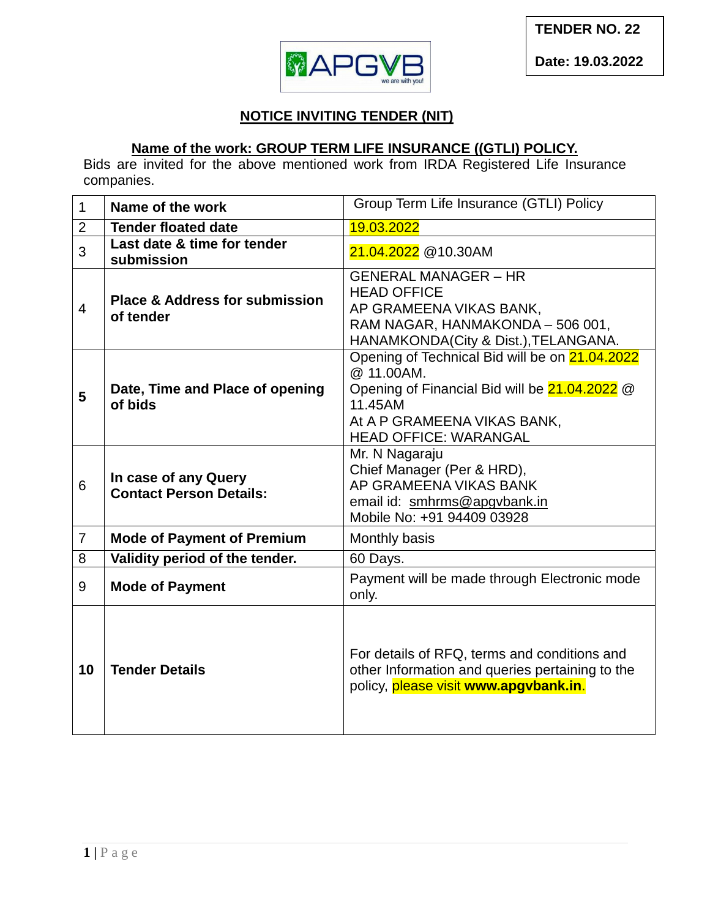**TENDER NO. 22**

**Date: 19.03.2022**

APGVB
we are with you!

## NOTICE INVITING TENDER (NIT)

### Name of the work: GROUP TERM LIFE INSURANCE ((GTLI) POLICY.

Bids are invited for the above mentioned work from IRDA Registered Life Insurance companies.

| | | |
|---|---|---|
| 1 | **Name of the work** | Group Term Life Insurance (GTLI) Policy |
| 2 | **Tender floated date** | 19.03.2022 |
| 3 | **Last date & time for tender submission** | 21.04.2022 @10.30AM |
| 4 | **Place & Address for submission of tender** | GENERAL MANAGER – HR<br>HEAD OFFICE<br>AP GRAMEENA VIKAS BANK,<br>RAM NAGAR, HANMAKONDA – 506 001,<br>HANAMKONDA(City & Dist.),TELANGANA. |
| **5** | **Date, Time and Place of opening of bids** | Opening of Technical Bid will be on 21.04.2022 @ 11.00AM.<br>Opening of Financial Bid will be 21.04.2022 @ 11.45AM<br>At A P GRAMEENA VIKAS BANK,<br>HEAD OFFICE: WARANGAL |
| 6 | **In case of any Query Contact Person Details:** | Mr. N Nagaraju<br>Chief Manager (Per & HRD),<br>AP GRAMEENA VIKAS BANK<br>email id: smhrms@apgvbank.in<br>Mobile No: +91 94409 03928 |
| 7 | **Mode of Payment of Premium** | Monthly basis |
| 8 | **Validity period of the tender.** | 60 Days. |
| 9 | **Mode of Payment** | Payment will be made through Electronic mode only. |
| **10** | **Tender Details** | For details of RFQ, terms and conditions and other Information and queries pertaining to the policy, please visit **www.apgvbank.in**. |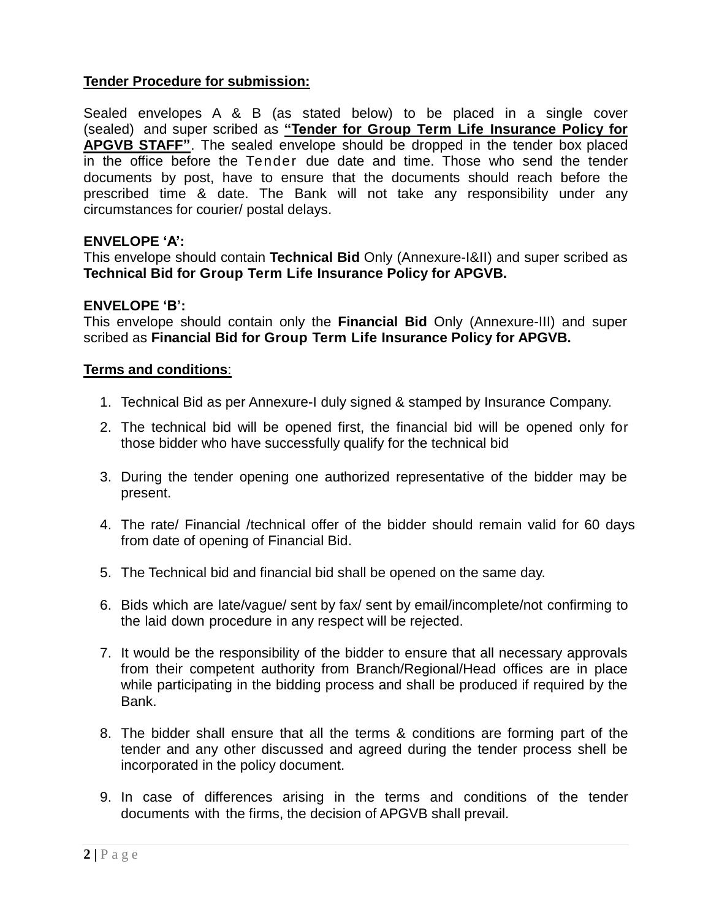**Tender Procedure for submission:**

Sealed envelopes A & B (as stated below) to be placed in a single cover (sealed) and super scribed as **"Tender for Group Term Life Insurance Policy for APGVB STAFF"**. The sealed envelope should be dropped in the tender box placed in the office before the Tender due date and time. Those who send the tender documents by post, have to ensure that the documents should reach before the prescribed time & date. The Bank will not take any responsibility under any circumstances for courier/ postal delays.

**ENVELOPE 'A':**
This envelope should contain **Technical Bid** Only (Annexure-I&II) and super scribed as **Technical Bid for Group Term Life Insurance Policy for APGVB.**

**ENVELOPE 'B':**
This envelope should contain only the **Financial Bid** Only (Annexure-III) and super scribed as **Financial Bid for Group Term Life Insurance Policy for APGVB.**

**Terms and conditions**:

1. Technical Bid as per Annexure-I duly signed & stamped by Insurance Company.
2. The technical bid will be opened first, the financial bid will be opened only for those bidder who have successfully qualify for the technical bid
3. During the tender opening one authorized representative of the bidder may be present.
4. The rate/ Financial /technical offer of the bidder should remain valid for 60 days from date of opening of Financial Bid.
5. The Technical bid and financial bid shall be opened on the same day.
6. Bids which are late/vague/ sent by fax/ sent by email/incomplete/not confirming to the laid down procedure in any respect will be rejected.
7. It would be the responsibility of the bidder to ensure that all necessary approvals from their competent authority from Branch/Regional/Head offices are in place while participating in the bidding process and shall be produced if required by the Bank.
8. The bidder shall ensure that all the terms & conditions are forming part of the tender and any other discussed and agreed during the tender process shell be incorporated in the policy document.
9. In case of differences arising in the terms and conditions of the tender documents with the firms, the decision of APGVB shall prevail.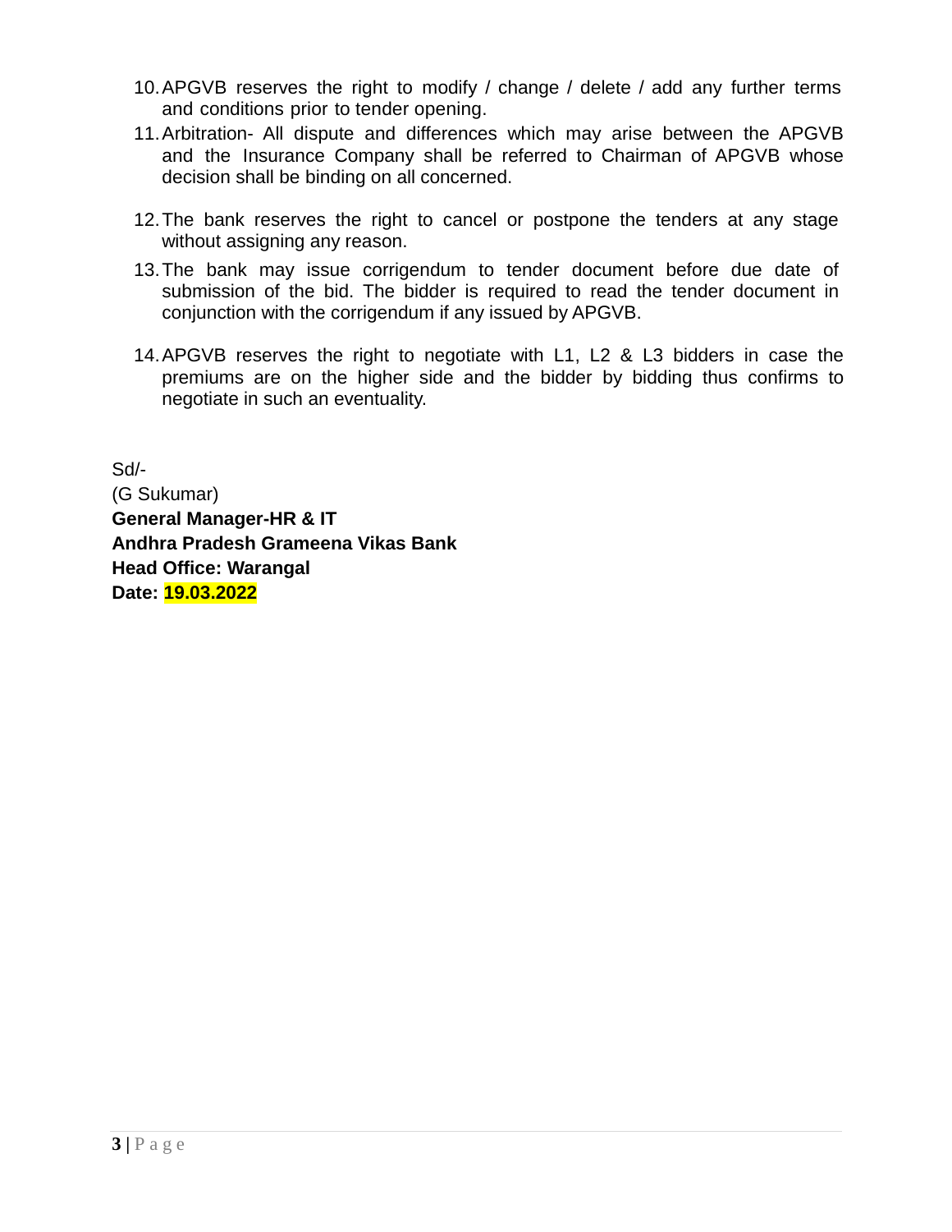10. APGVB reserves the right to modify / change / delete / add any further terms and conditions prior to tender opening.
11. Arbitration- All dispute and differences which may arise between the APGVB and the Insurance Company shall be referred to Chairman of APGVB whose decision shall be binding on all concerned.
12. The bank reserves the right to cancel or postpone the tenders at any stage without assigning any reason.
13. The bank may issue corrigendum to tender document before due date of submission of the bid. The bidder is required to read the tender document in conjunction with the corrigendum if any issued by APGVB.
14. APGVB reserves the right to negotiate with L1, L2 & L3 bidders in case the premiums are on the higher side and the bidder by bidding thus confirms to negotiate in such an eventuality.

Sd/-
(G Sukumar)
**General Manager-HR & IT**
**Andhra Pradesh Grameena Vikas Bank**
**Head Office: Warangal**
**Date: 19.03.2022**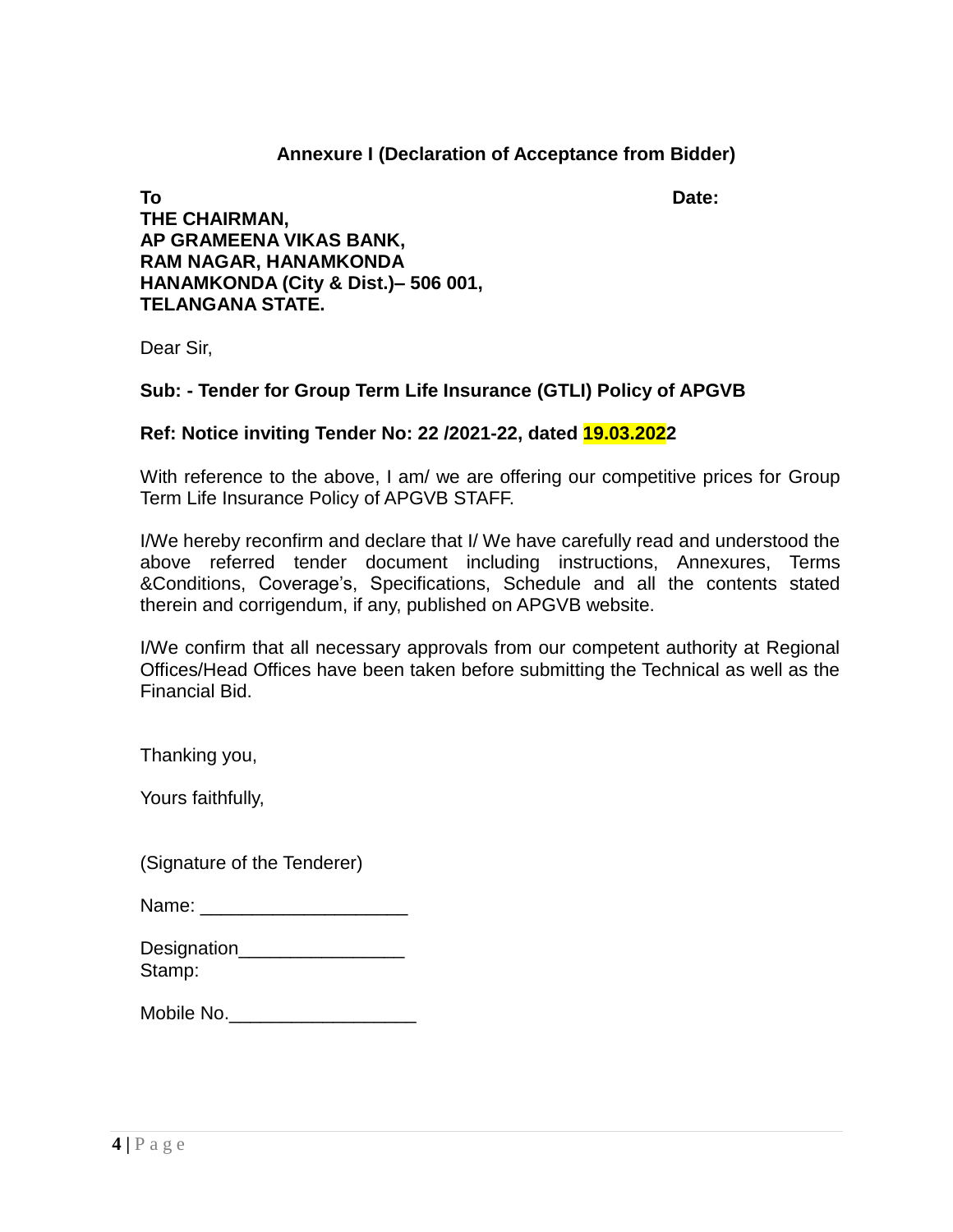## Annexure I (Declaration of Acceptance from Bidder)

**To** **Date:**

**THE CHAIRMAN,**
**AP GRAMEENA VIKAS BANK,**
**RAM NAGAR, HANAMKONDA**
**HANAMKONDA (City & Dist.)– 506 001,**
**TELANGANA STATE.**

Dear Sir,

**Sub: - Tender for Group Term Life Insurance (GTLI) Policy of APGVB**

**Ref: Notice inviting Tender No: 22 /2021-22, dated 19.03.2022**

With reference to the above, I am/ we are offering our competitive prices for Group Term Life Insurance Policy of APGVB STAFF.

I/We hereby reconfirm and declare that I/ We have carefully read and understood the above referred tender document including instructions, Annexures, Terms &Conditions, Coverage's, Specifications, Schedule and all the contents stated therein and corrigendum, if any, published on APGVB website.

I/We confirm that all necessary approvals from our competent authority at Regional Offices/Head Offices have been taken before submitting the Technical as well as the Financial Bid.

Thanking you,

Yours faithfully,

(Signature of the Tenderer)

Name: ____________________

Designation________________
Stamp:

Mobile No.__________________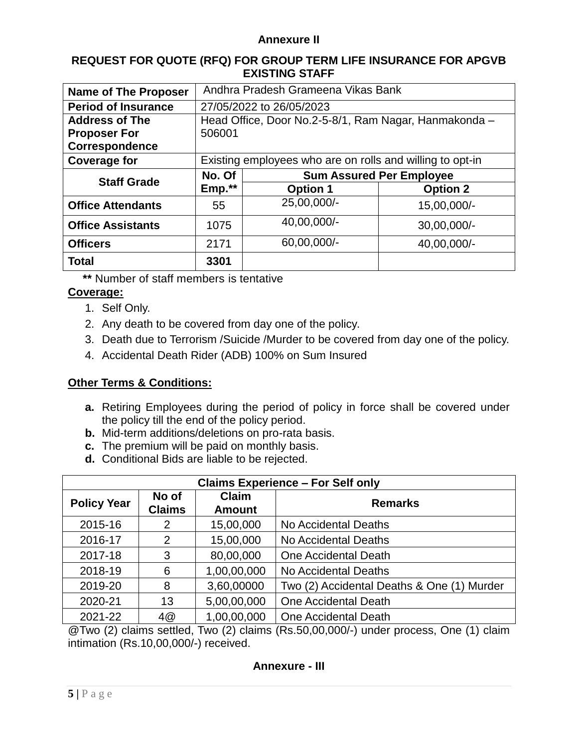**Annexure II**

**REQUEST FOR QUOTE (RFQ) FOR GROUP TERM LIFE INSURANCE FOR APGVB EXISTING STAFF**

| Name of The Proposer | Andhra Pradesh Grameena Vikas Bank | | |
|---|---|---|---|
| Period of Insurance | 27/05/2022 to 26/05/2023 | | |
| Address of The Proposer For Correspondence | Head Office, Door No.2-5-8/1, Ram Nagar, Hanmakonda – 506001 | | |
| Coverage for | Existing employees who are on rolls and willing to opt-in | | |
| **Staff Grade** | **No. Of Emp.**** | **Sum Assured Per Employee** | |
| | | **Option 1** | **Option 2** |
| **Office Attendants** | 55 | 25,00,000/- | 15,00,000/- |
| **Office Assistants** | 1075 | 40,00,000/- | 30,00,000/- |
| **Officers** | 2171 | 60,00,000/- | 40,00,000/- |
| **Total** | **3301** | | |

** Number of staff members is tentative

**Coverage:**

1. Self Only.
2. Any death to be covered from day one of the policy.
3. Death due to Terrorism /Suicide /Murder to be covered from day one of the policy.
4. Accidental Death Rider (ADB) 100% on Sum Insured

**Other Terms & Conditions:**

- **a.** Retiring Employees during the period of policy in force shall be covered under the policy till the end of the policy period.
- **b.** Mid-term additions/deletions on pro-rata basis.
- **c.** The premium will be paid on monthly basis.
- **d.** Conditional Bids are liable to be rejected.

| **Claims Experience – For Self only** | | | |
|---|---|---|---|
| **Policy Year** | **No of Claims** | **Claim Amount** | **Remarks** |
| 2015-16 | 2 | 15,00,000 | No Accidental Deaths |
| 2016-17 | 2 | 15,00,000 | No Accidental Deaths |
| 2017-18 | 3 | 80,00,000 | One Accidental Death |
| 2018-19 | 6 | 1,00,00,000 | No Accidental Deaths |
| 2019-20 | 8 | 3,60,00000 | Two (2) Accidental Deaths & One (1) Murder |
| 2020-21 | 13 | 5,00,00,000 | One Accidental Death |
| 2021-22 | 4@ | 1,00,00,000 | One Accidental Death |

@Two (2) claims settled, Two (2) claims (Rs.50,00,000/-) under process, One (1) claim intimation (Rs.10,00,000/-) received.

**Annexure - III**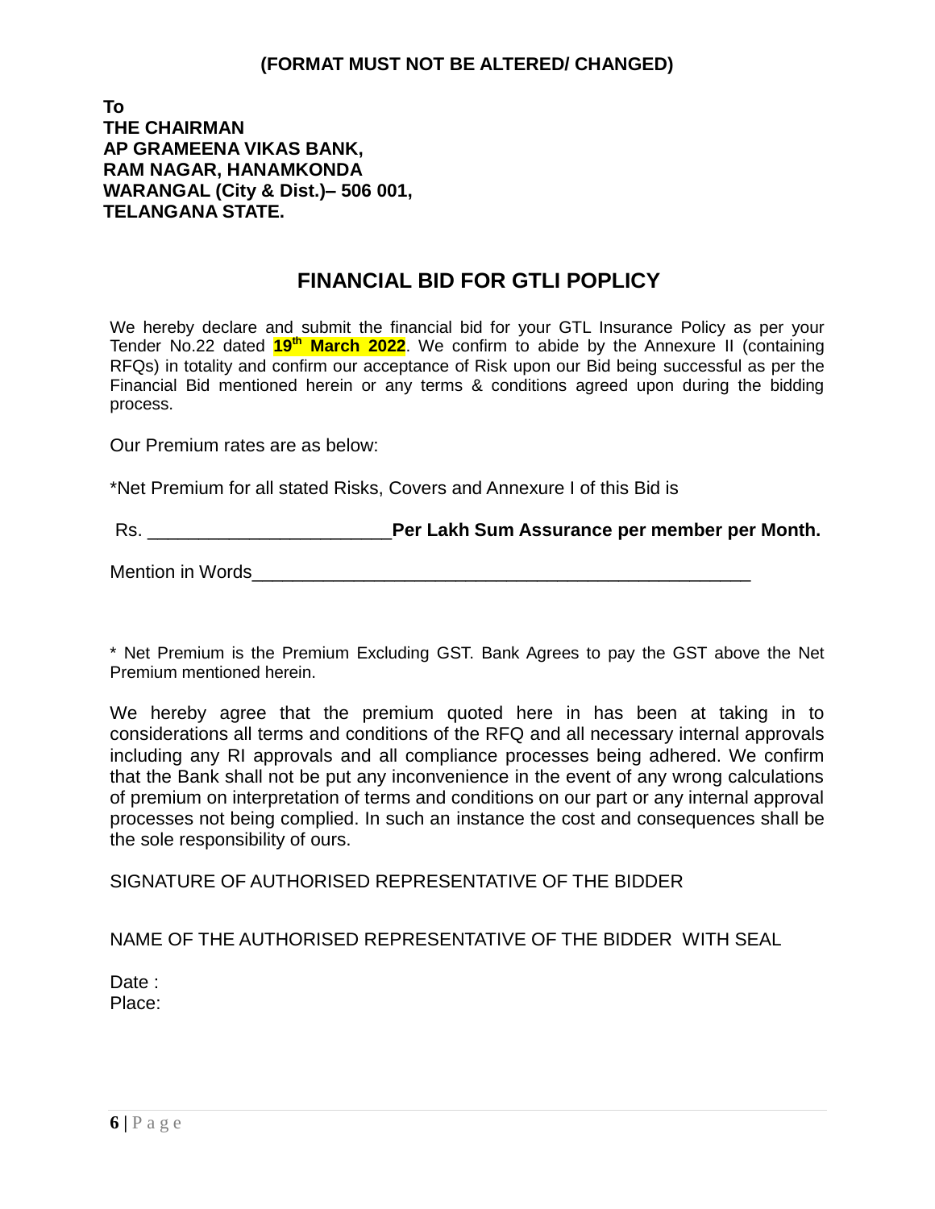**(FORMAT MUST NOT BE ALTERED/ CHANGED)**

**To**
**THE CHAIRMAN**
**AP GRAMEENA VIKAS BANK,**
**RAM NAGAR, HANAMKONDA**
**WARANGAL (City & Dist.)– 506 001,**
**TELANGANA STATE.**

## FINANCIAL BID FOR GTLI POPLICY

We hereby declare and submit the financial bid for your GTL Insurance Policy as per your Tender No.22 dated **19th March 2022**. We confirm to abide by the Annexure II (containing RFQs) in totality and confirm our acceptance of Risk upon our Bid being successful as per the Financial Bid mentioned herein or any terms & conditions agreed upon during the bidding process.

Our Premium rates are as below:

*Net Premium for all stated Risks, Covers and Annexure I of this Bid is

Rs. ________________________**Per Lakh Sum Assurance per member per Month.**

Mention in Words__________________________________________________

* Net Premium is the Premium Excluding GST. Bank Agrees to pay the GST above the Net Premium mentioned herein.

We hereby agree that the premium quoted here in has been at taking in to considerations all terms and conditions of the RFQ and all necessary internal approvals including any RI approvals and all compliance processes being adhered. We confirm that the Bank shall not be put any inconvenience in the event of any wrong calculations of premium on interpretation of terms and conditions on our part or any internal approval processes not being complied. In such an instance the cost and consequences shall be the sole responsibility of ours.

SIGNATURE OF AUTHORISED REPRESENTATIVE OF THE BIDDER

NAME OF THE AUTHORISED REPRESENTATIVE OF THE BIDDER WITH SEAL

Date :
Place: